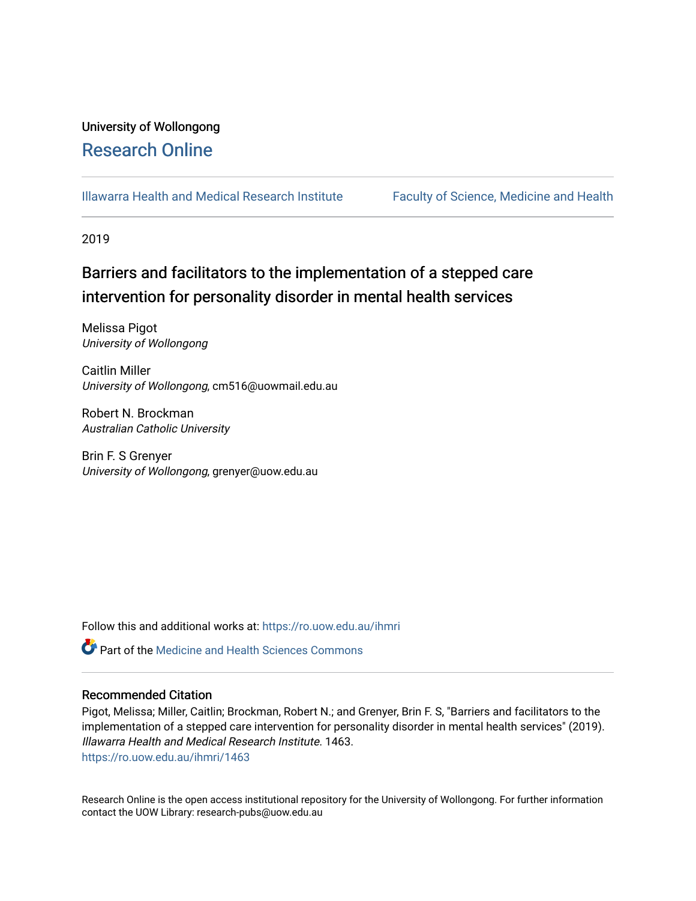University of Wollongong

# Research Online

Illawarra Health and Medical Research Institute | Faculty of Science, Medicine and Health

2019

## Barriers and facilitators to the implementation of a stepped care intervention for personality disorder in mental health services

Melissa Pigot
*University of Wollongong*

Caitlin Miller
*University of Wollongong*, cm516@uowmail.edu.au

Robert N. Brockman
*Australian Catholic University*

Brin F. S Grenyer
*University of Wollongong*, grenyer@uow.edu.au

Follow this and additional works at: https://ro.uow.edu.au/ihmri

Part of the Medicine and Health Sciences Commons

### Recommended Citation

Pigot, Melissa; Miller, Caitlin; Brockman, Robert N.; and Grenyer, Brin F. S, "Barriers and facilitators to the implementation of a stepped care intervention for personality disorder in mental health services" (2019). *Illawarra Health and Medical Research Institute*. 1463.
https://ro.uow.edu.au/ihmri/1463

Research Online is the open access institutional repository for the University of Wollongong. For further information contact the UOW Library: research-pubs@uow.edu.au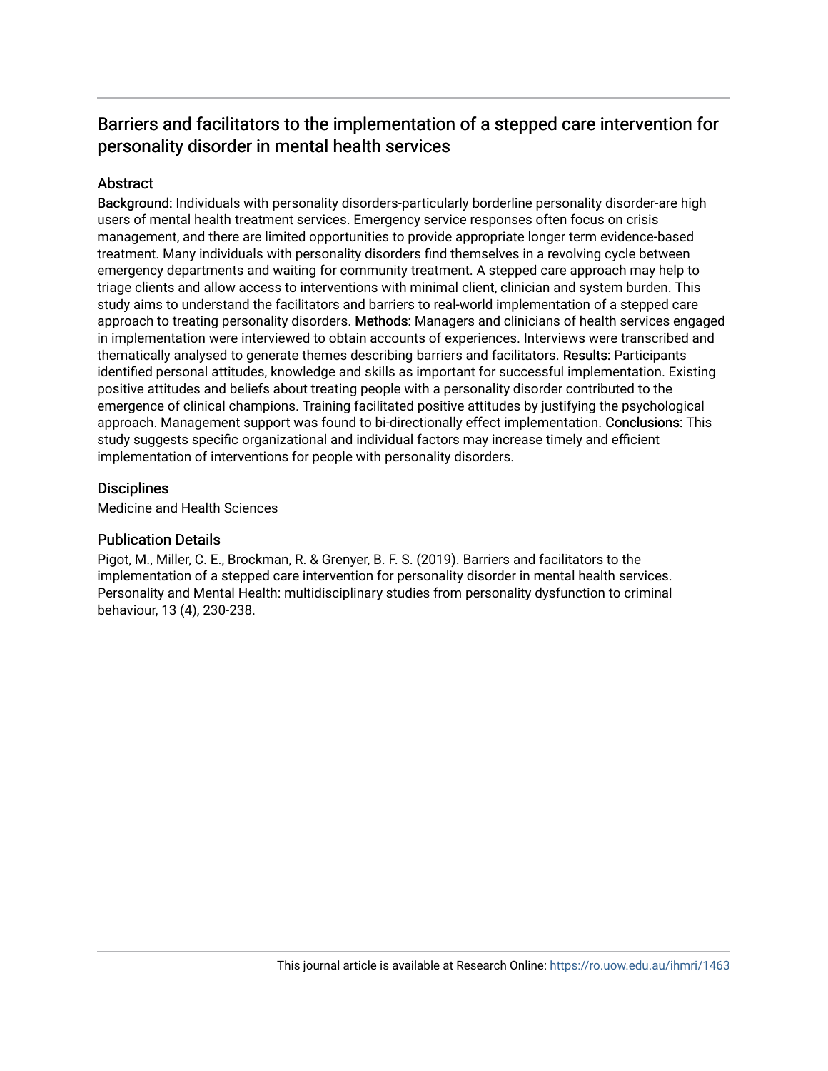# Barriers and facilitators to the implementation of a stepped care intervention for personality disorder in mental health services

## Abstract

**Background:** Individuals with personality disorders-particularly borderline personality disorder-are high users of mental health treatment services. Emergency service responses often focus on crisis management, and there are limited opportunities to provide appropriate longer term evidence-based treatment. Many individuals with personality disorders find themselves in a revolving cycle between emergency departments and waiting for community treatment. A stepped care approach may help to triage clients and allow access to interventions with minimal client, clinician and system burden. This study aims to understand the facilitators and barriers to real-world implementation of a stepped care approach to treating personality disorders. **Methods:** Managers and clinicians of health services engaged in implementation were interviewed to obtain accounts of experiences. Interviews were transcribed and thematically analysed to generate themes describing barriers and facilitators. **Results:** Participants identified personal attitudes, knowledge and skills as important for successful implementation. Existing positive attitudes and beliefs about treating people with a personality disorder contributed to the emergence of clinical champions. Training facilitated positive attitudes by justifying the psychological approach. Management support was found to bi-directionally effect implementation. **Conclusions:** This study suggests specific organizational and individual factors may increase timely and efficient implementation of interventions for people with personality disorders.

## Disciplines

Medicine and Health Sciences

## Publication Details

Pigot, M., Miller, C. E., Brockman, R. & Grenyer, B. F. S. (2019). Barriers and facilitators to the implementation of a stepped care intervention for personality disorder in mental health services. Personality and Mental Health: multidisciplinary studies from personality dysfunction to criminal behaviour, 13 (4), 230-238.

This journal article is available at Research Online: https://ro.uow.edu.au/ihmri/1463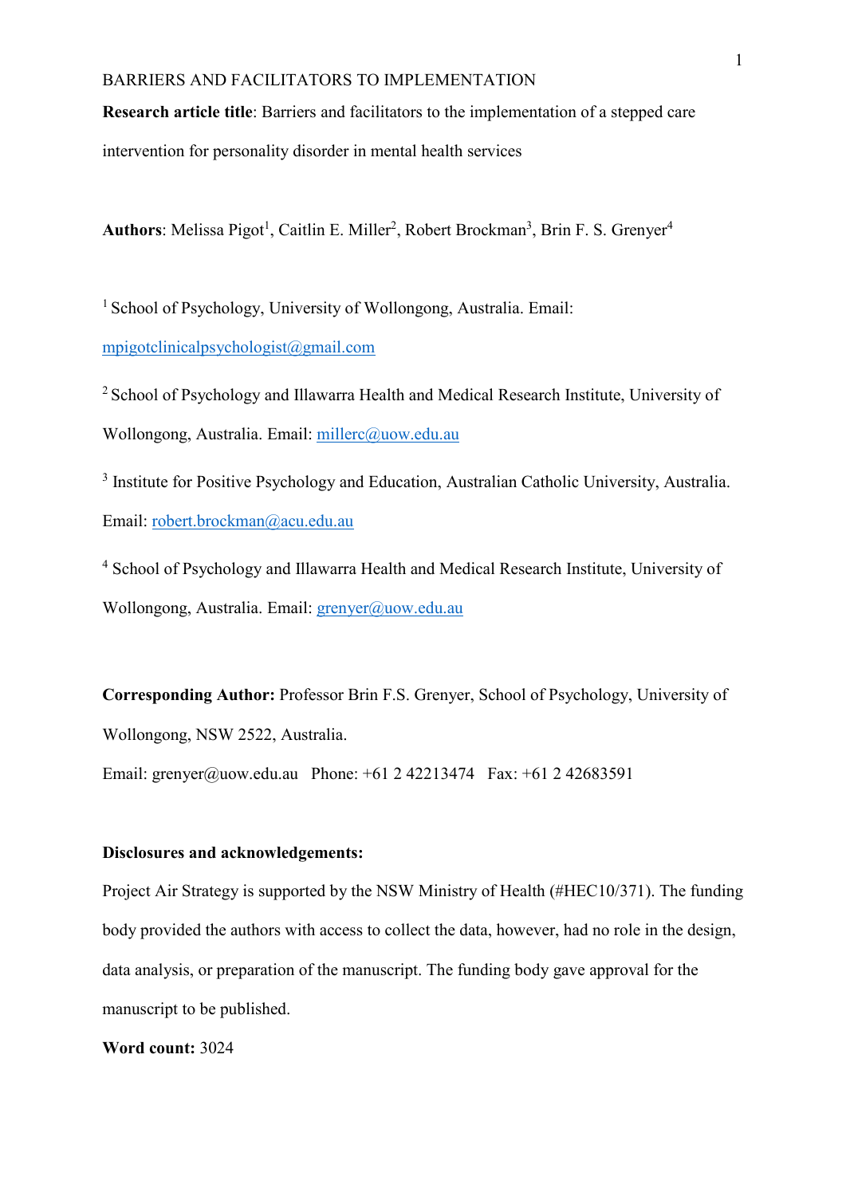**Research article title**: Barriers and facilitators to the implementation of a stepped care intervention for personality disorder in mental health services

**Authors**: Melissa Pigot[1], Caitlin E. Miller[2], Robert Brockman[3], Brin F. S. Grenyer[4]

[1] School of Psychology, University of Wollongong, Australia. Email: mpigotclinicalpsychologist@gmail.com

[2] School of Psychology and Illawarra Health and Medical Research Institute, University of Wollongong, Australia. Email: millerc@uow.edu.au

[3] Institute for Positive Psychology and Education, Australian Catholic University, Australia. Email: robert.brockman@acu.edu.au

[4] School of Psychology and Illawarra Health and Medical Research Institute, University of Wollongong, Australia. Email: grenyer@uow.edu.au

**Corresponding Author:** Professor Brin F.S. Grenyer, School of Psychology, University of Wollongong, NSW 2522, Australia.

Email: grenyer@uow.edu.au   Phone: +61 2 42213474   Fax: +61 2 42683591

**Disclosures and acknowledgements:**

Project Air Strategy is supported by the NSW Ministry of Health (#HEC10/371). The funding body provided the authors with access to collect the data, however, had no role in the design, data analysis, or preparation of the manuscript. The funding body gave approval for the manuscript to be published.

**Word count:** 3024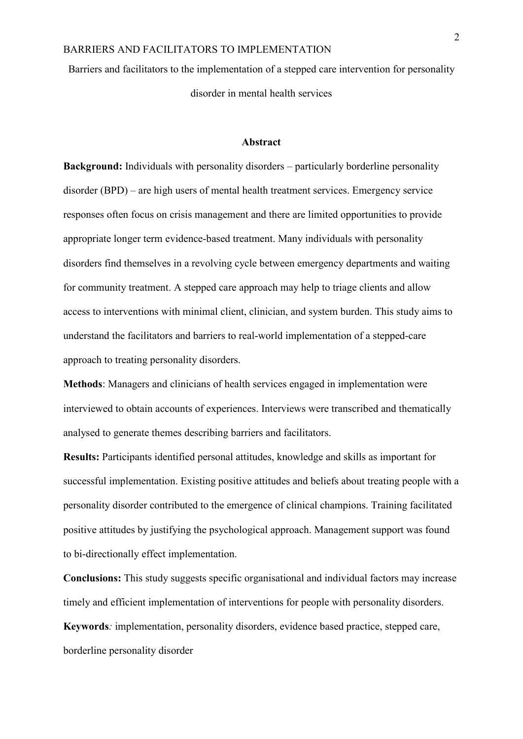Barriers and facilitators to the implementation of a stepped care intervention for personality disorder in mental health services

## Abstract

**Background:** Individuals with personality disorders – particularly borderline personality disorder (BPD) – are high users of mental health treatment services. Emergency service responses often focus on crisis management and there are limited opportunities to provide appropriate longer term evidence-based treatment. Many individuals with personality disorders find themselves in a revolving cycle between emergency departments and waiting for community treatment. A stepped care approach may help to triage clients and allow access to interventions with minimal client, clinician, and system burden. This study aims to understand the facilitators and barriers to real-world implementation of a stepped-care approach to treating personality disorders.

**Methods**: Managers and clinicians of health services engaged in implementation were interviewed to obtain accounts of experiences. Interviews were transcribed and thematically analysed to generate themes describing barriers and facilitators.

**Results:** Participants identified personal attitudes, knowledge and skills as important for successful implementation. Existing positive attitudes and beliefs about treating people with a personality disorder contributed to the emergence of clinical champions. Training facilitated positive attitudes by justifying the psychological approach. Management support was found to bi-directionally effect implementation.

**Conclusions:** This study suggests specific organisational and individual factors may increase timely and efficient implementation of interventions for people with personality disorders.

**Keywords***:* implementation, personality disorders, evidence based practice, stepped care, borderline personality disorder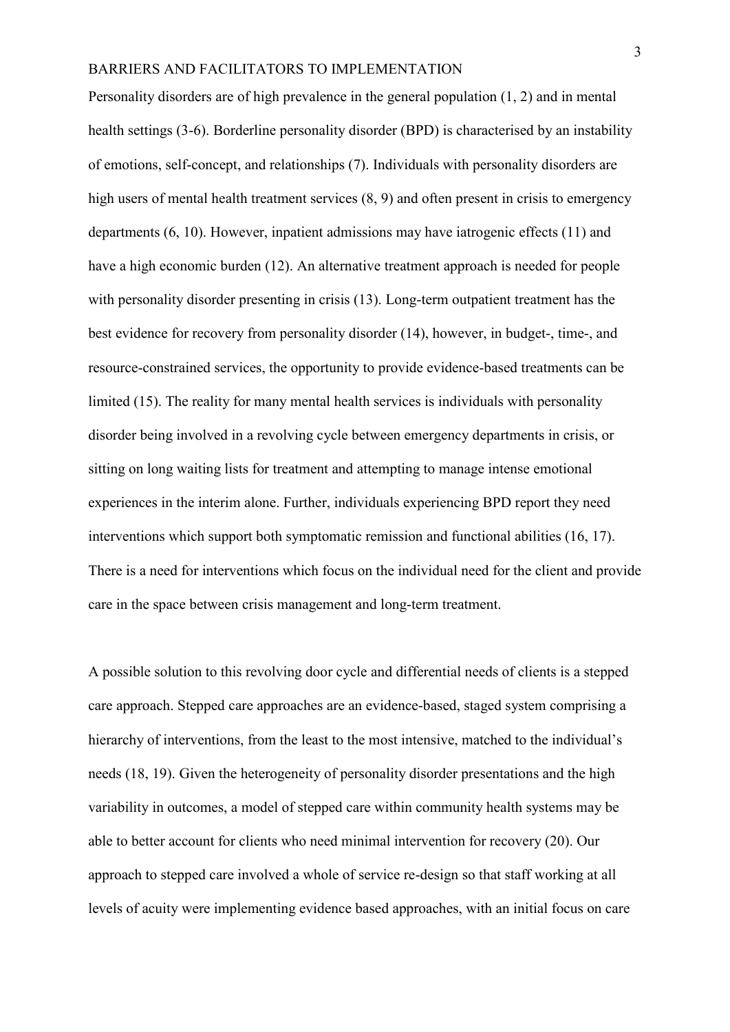Personality disorders are of high prevalence in the general population (1, 2) and in mental health settings (3-6). Borderline personality disorder (BPD) is characterised by an instability of emotions, self-concept, and relationships (7). Individuals with personality disorders are high users of mental health treatment services (8, 9) and often present in crisis to emergency departments (6, 10). However, inpatient admissions may have iatrogenic effects (11) and have a high economic burden (12). An alternative treatment approach is needed for people with personality disorder presenting in crisis (13). Long-term outpatient treatment has the best evidence for recovery from personality disorder (14), however, in budget-, time-, and resource-constrained services, the opportunity to provide evidence-based treatments can be limited (15). The reality for many mental health services is individuals with personality disorder being involved in a revolving cycle between emergency departments in crisis, or sitting on long waiting lists for treatment and attempting to manage intense emotional experiences in the interim alone. Further, individuals experiencing BPD report they need interventions which support both symptomatic remission and functional abilities (16, 17). There is a need for interventions which focus on the individual need for the client and provide care in the space between crisis management and long-term treatment.

A possible solution to this revolving door cycle and differential needs of clients is a stepped care approach. Stepped care approaches are an evidence-based, staged system comprising a hierarchy of interventions, from the least to the most intensive, matched to the individual's needs (18, 19). Given the heterogeneity of personality disorder presentations and the high variability in outcomes, a model of stepped care within community health systems may be able to better account for clients who need minimal intervention for recovery (20). Our approach to stepped care involved a whole of service re-design so that staff working at all levels of acuity were implementing evidence based approaches, with an initial focus on care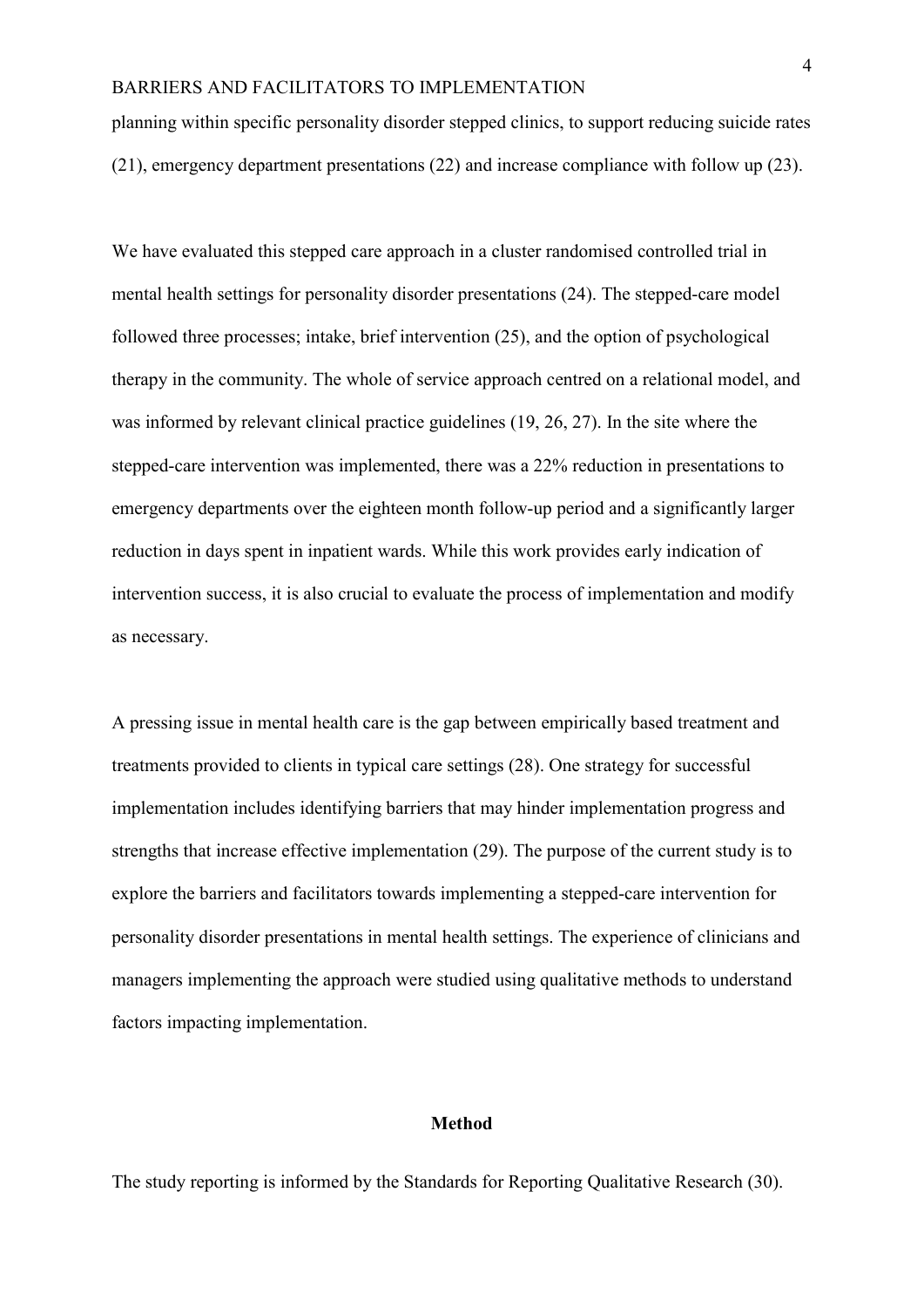planning within specific personality disorder stepped clinics, to support reducing suicide rates (21), emergency department presentations (22) and increase compliance with follow up (23).

We have evaluated this stepped care approach in a cluster randomised controlled trial in mental health settings for personality disorder presentations (24). The stepped-care model followed three processes; intake, brief intervention (25), and the option of psychological therapy in the community. The whole of service approach centred on a relational model, and was informed by relevant clinical practice guidelines (19, 26, 27). In the site where the stepped-care intervention was implemented, there was a 22% reduction in presentations to emergency departments over the eighteen month follow-up period and a significantly larger reduction in days spent in inpatient wards. While this work provides early indication of intervention success, it is also crucial to evaluate the process of implementation and modify as necessary.

A pressing issue in mental health care is the gap between empirically based treatment and treatments provided to clients in typical care settings (28). One strategy for successful implementation includes identifying barriers that may hinder implementation progress and strengths that increase effective implementation (29). The purpose of the current study is to explore the barriers and facilitators towards implementing a stepped-care intervention for personality disorder presentations in mental health settings. The experience of clinicians and managers implementing the approach were studied using qualitative methods to understand factors impacting implementation.

## Method

The study reporting is informed by the Standards for Reporting Qualitative Research (30).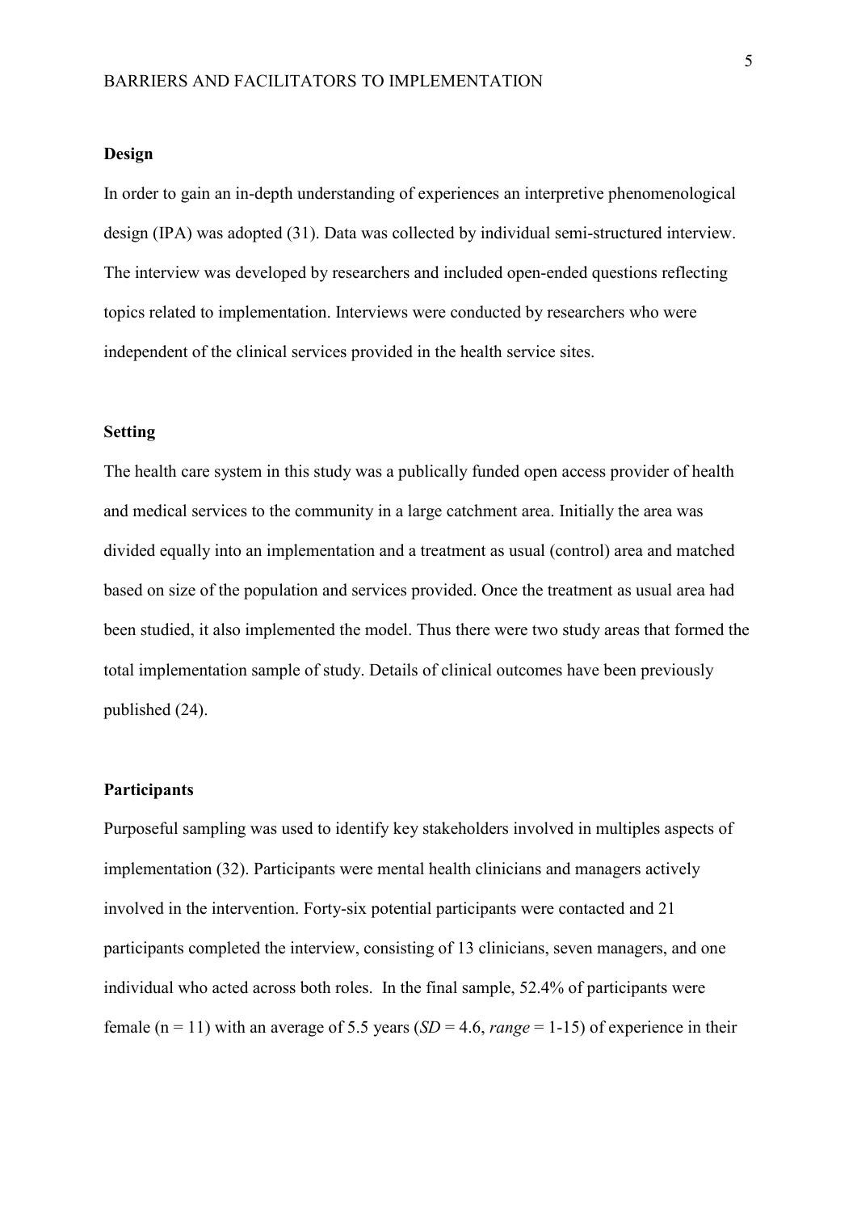**Design**

In order to gain an in-depth understanding of experiences an interpretive phenomenological design (IPA) was adopted (31). Data was collected by individual semi-structured interview. The interview was developed by researchers and included open-ended questions reflecting topics related to implementation. Interviews were conducted by researchers who were independent of the clinical services provided in the health service sites.

**Setting**

The health care system in this study was a publically funded open access provider of health and medical services to the community in a large catchment area. Initially the area was divided equally into an implementation and a treatment as usual (control) area and matched based on size of the population and services provided. Once the treatment as usual area had been studied, it also implemented the model. Thus there were two study areas that formed the total implementation sample of study. Details of clinical outcomes have been previously published (24).

**Participants**

Purposeful sampling was used to identify key stakeholders involved in multiples aspects of implementation (32). Participants were mental health clinicians and managers actively involved in the intervention. Forty-six potential participants were contacted and 21 participants completed the interview, consisting of 13 clinicians, seven managers, and one individual who acted across both roles. In the final sample, 52.4% of participants were female ($n = 11$) with an average of 5.5 years (*SD* = 4.6, *range* = 1-15) of experience in their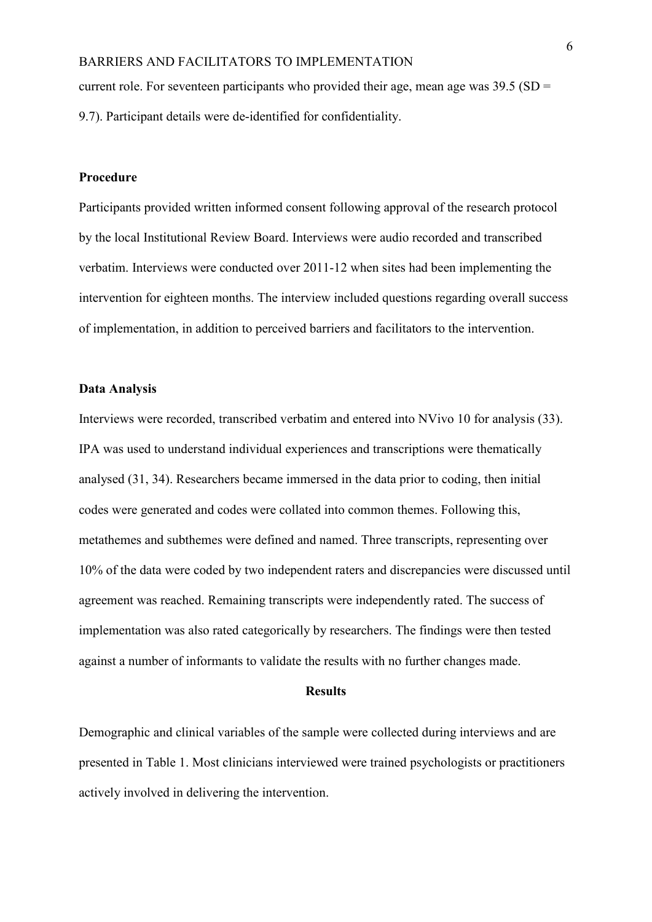current role. For seventeen participants who provided their age, mean age was 39.5 (SD = 9.7). Participant details were de-identified for confidentiality.

**Procedure**

Participants provided written informed consent following approval of the research protocol by the local Institutional Review Board. Interviews were audio recorded and transcribed verbatim. Interviews were conducted over 2011-12 when sites had been implementing the intervention for eighteen months. The interview included questions regarding overall success of implementation, in addition to perceived barriers and facilitators to the intervention.

**Data Analysis**

Interviews were recorded, transcribed verbatim and entered into NVivo 10 for analysis (33). IPA was used to understand individual experiences and transcriptions were thematically analysed (31, 34). Researchers became immersed in the data prior to coding, then initial codes were generated and codes were collated into common themes. Following this, metathemes and subthemes were defined and named. Three transcripts, representing over 10% of the data were coded by two independent raters and discrepancies were discussed until agreement was reached. Remaining transcripts were independently rated. The success of implementation was also rated categorically by researchers. The findings were then tested against a number of informants to validate the results with no further changes made.

## Results

Demographic and clinical variables of the sample were collected during interviews and are presented in Table 1. Most clinicians interviewed were trained psychologists or practitioners actively involved in delivering the intervention.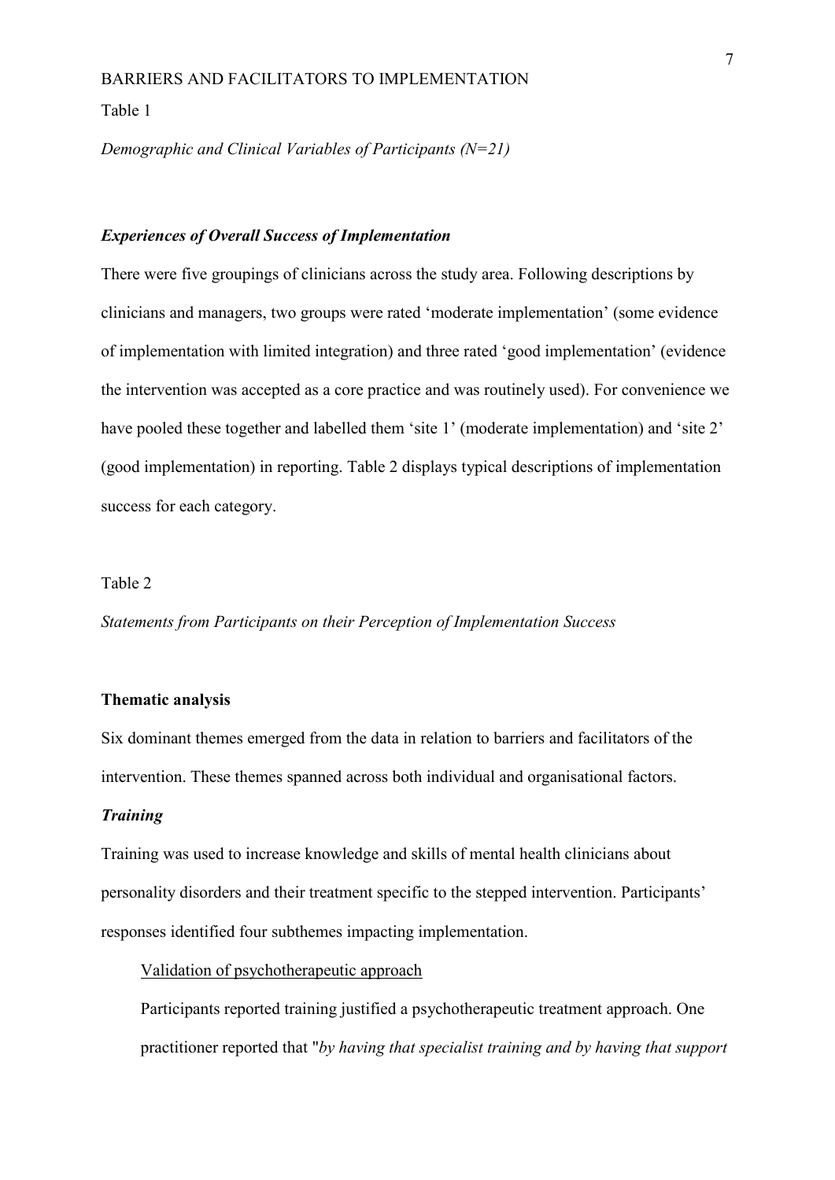Table 1

*Demographic and Clinical Variables of Participants (N=21)*

### *Experiences of Overall Success of Implementation*

There were five groupings of clinicians across the study area. Following descriptions by clinicians and managers, two groups were rated 'moderate implementation' (some evidence of implementation with limited integration) and three rated 'good implementation' (evidence the intervention was accepted as a core practice and was routinely used). For convenience we have pooled these together and labelled them 'site 1' (moderate implementation) and 'site 2' (good implementation) in reporting. Table 2 displays typical descriptions of implementation success for each category.

Table 2

*Statements from Participants on their Perception of Implementation Success*

## Thematic analysis

Six dominant themes emerged from the data in relation to barriers and facilitators of the intervention. These themes spanned across both individual and organisational factors.

### *Training*

Training was used to increase knowledge and skills of mental health clinicians about personality disorders and their treatment specific to the stepped intervention. Participants' responses identified four subthemes impacting implementation.

Validation of psychotherapeutic approach

Participants reported training justified a psychotherapeutic treatment approach. One practitioner reported that "*by having that specialist training and by having that support*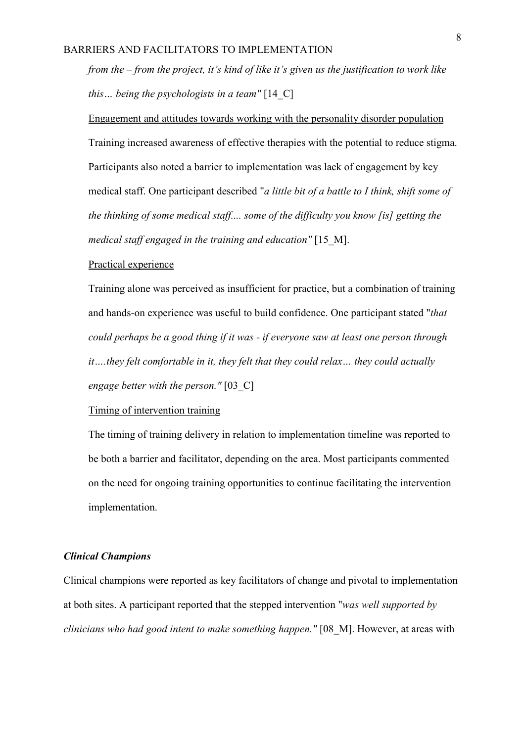*from the – from the project, it's kind of like it's given us the justification to work like this… being the psychologists in a team"* [14_C]

<u>Engagement and attitudes towards working with the personality disorder population</u>

Training increased awareness of effective therapies with the potential to reduce stigma. Participants also noted a barrier to implementation was lack of engagement by key medical staff. One participant described "*a little bit of a battle to I think, shift some of the thinking of some medical staff.... some of the difficulty you know [is] getting the medical staff engaged in the training and education"* [15_M].

<u>Practical experience</u>

Training alone was perceived as insufficient for practice, but a combination of training and hands-on experience was useful to build confidence. One participant stated "*that could perhaps be a good thing if it was - if everyone saw at least one person through it….they felt comfortable in it, they felt that they could relax… they could actually engage better with the person."* [03_C]

<u>Timing of intervention training</u>

The timing of training delivery in relation to implementation timeline was reported to be both a barrier and facilitator, depending on the area. Most participants commented on the need for ongoing training opportunities to continue facilitating the intervention implementation.

### *Clinical Champions*

Clinical champions were reported as key facilitators of change and pivotal to implementation at both sites. A participant reported that the stepped intervention "*was well supported by clinicians who had good intent to make something happen."* [08_M]. However, at areas with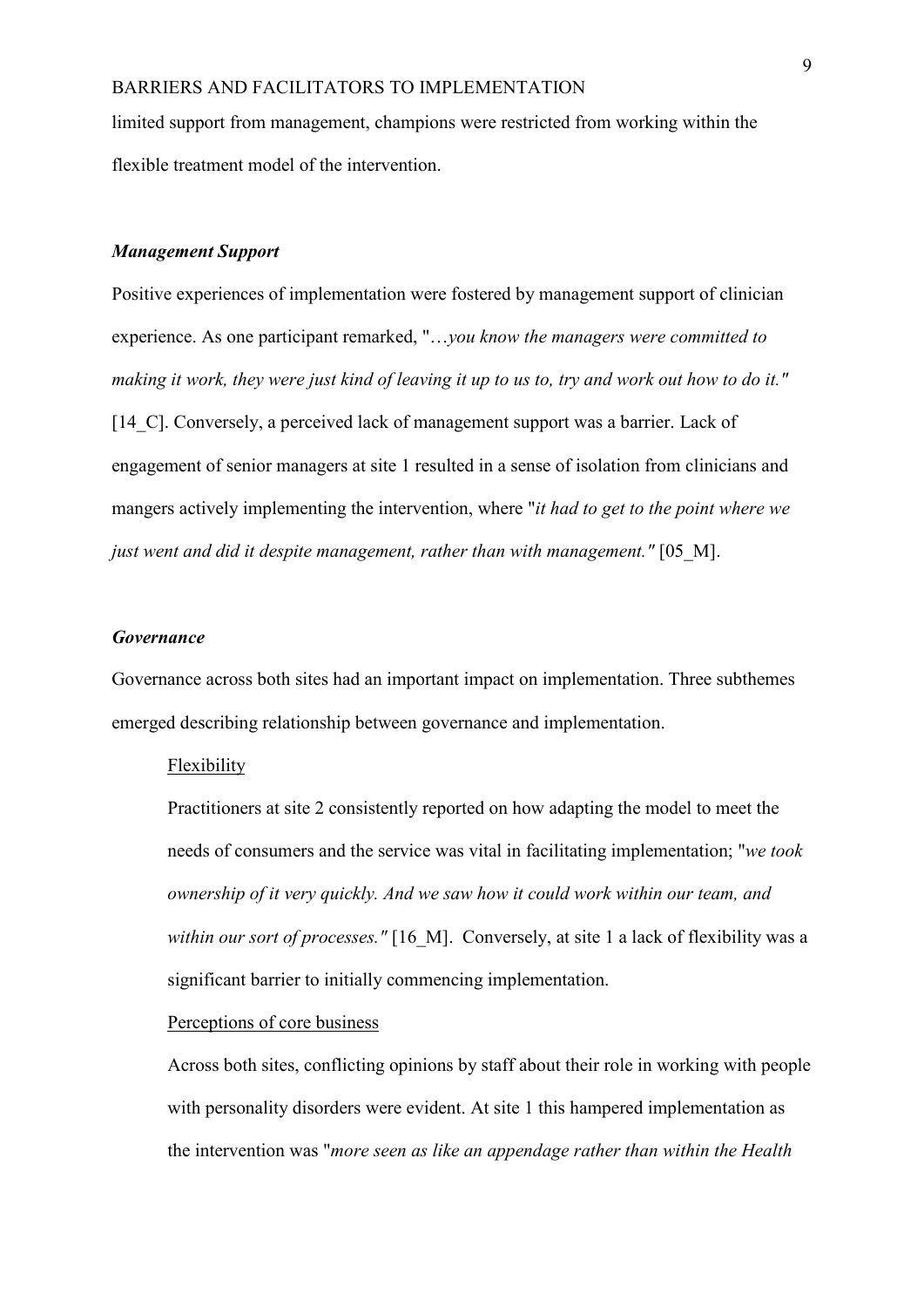limited support from management, champions were restricted from working within the flexible treatment model of the intervention.

### *Management Support*

Positive experiences of implementation were fostered by management support of clinician experience. As one participant remarked, "*…you know the managers were committed to making it work, they were just kind of leaving it up to us to, try and work out how to do it."* [14_C]. Conversely, a perceived lack of management support was a barrier. Lack of engagement of senior managers at site 1 resulted in a sense of isolation from clinicians and mangers actively implementing the intervention, where "*it had to get to the point where we just went and did it despite management, rather than with management."* [05_M].

### *Governance*

Governance across both sites had an important impact on implementation. Three subthemes emerged describing relationship between governance and implementation.

#### Flexibility

Practitioners at site 2 consistently reported on how adapting the model to meet the needs of consumers and the service was vital in facilitating implementation; "*we took ownership of it very quickly. And we saw how it could work within our team, and within our sort of processes."* [16_M]. Conversely, at site 1 a lack of flexibility was a significant barrier to initially commencing implementation.

#### Perceptions of core business

Across both sites, conflicting opinions by staff about their role in working with people with personality disorders were evident. At site 1 this hampered implementation as the intervention was "*more seen as like an appendage rather than within the Health*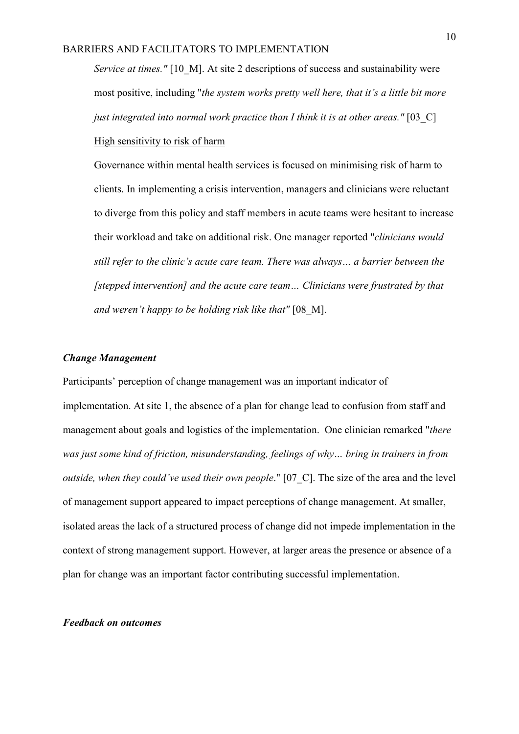*Service at times."* [10_M]. At site 2 descriptions of success and sustainability were most positive, including "*the system works pretty well here, that it's a little bit more just integrated into normal work practice than I think it is at other areas."* [03_C]

High sensitivity to risk of harm

Governance within mental health services is focused on minimising risk of harm to clients. In implementing a crisis intervention, managers and clinicians were reluctant to diverge from this policy and staff members in acute teams were hesitant to increase their workload and take on additional risk. One manager reported "*clinicians would still refer to the clinic's acute care team. There was always… a barrier between the [stepped intervention] and the acute care team… Clinicians were frustrated by that and weren't happy to be holding risk like that"* [08_M].

### *Change Management*

Participants' perception of change management was an important indicator of implementation. At site 1, the absence of a plan for change lead to confusion from staff and management about goals and logistics of the implementation. One clinician remarked "*there was just some kind of friction, misunderstanding, feelings of why… bring in trainers in from outside, when they could've used their own people*." [07_C]. The size of the area and the level of management support appeared to impact perceptions of change management. At smaller, isolated areas the lack of a structured process of change did not impede implementation in the context of strong management support. However, at larger areas the presence or absence of a plan for change was an important factor contributing successful implementation.

### *Feedback on outcomes*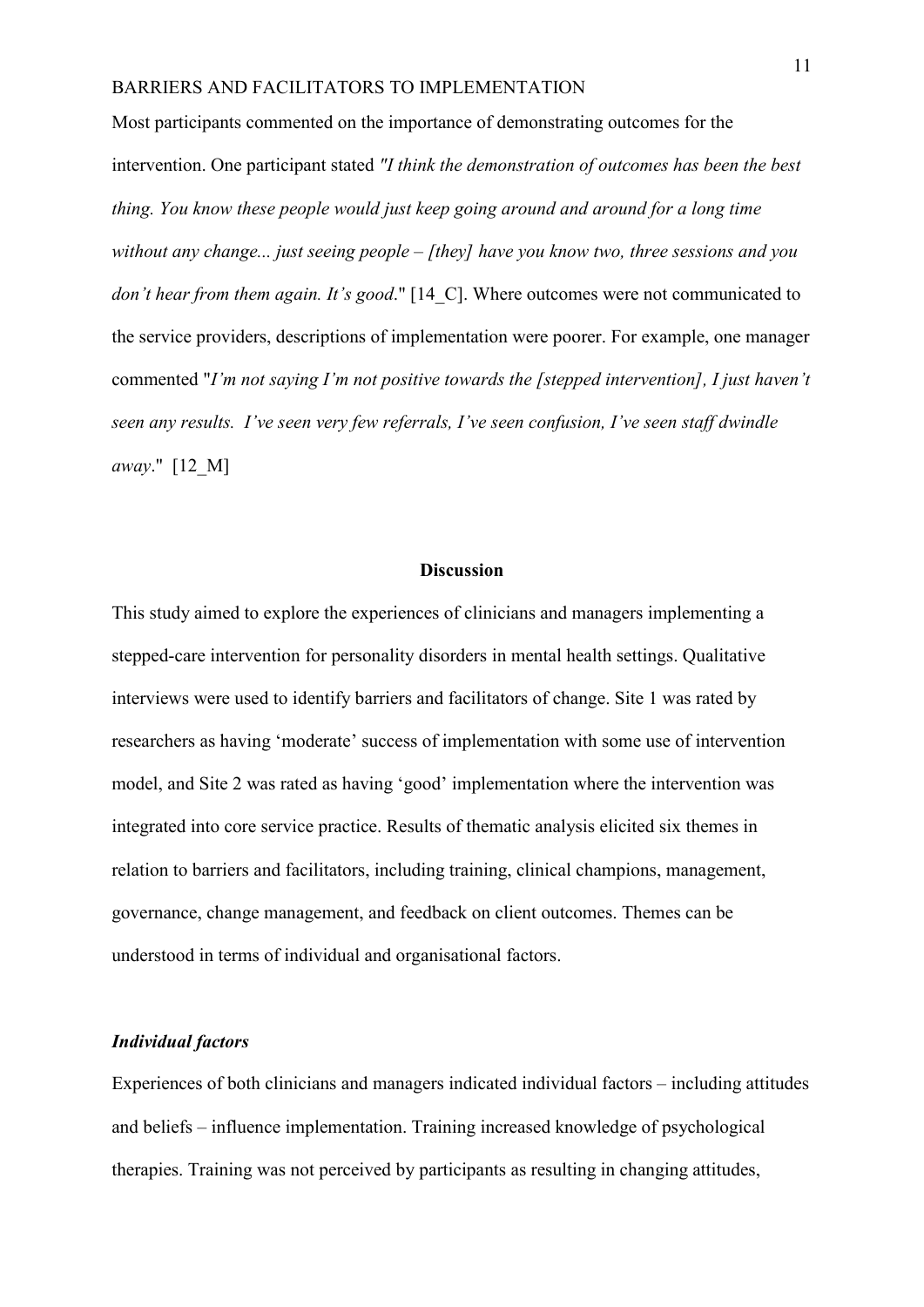Most participants commented on the importance of demonstrating outcomes for the intervention. One participant stated *"I think the demonstration of outcomes has been the best thing. You know these people would just keep going around and around for a long time without any change... just seeing people – [they] have you know two, three sessions and you don't hear from them again. It's good*." [14_C]. Where outcomes were not communicated to the service providers, descriptions of implementation were poorer. For example, one manager commented "*I'm not saying I'm not positive towards the [stepped intervention], I just haven't seen any results. I've seen very few referrals, I've seen confusion, I've seen staff dwindle away*." [12_M]

## Discussion

This study aimed to explore the experiences of clinicians and managers implementing a stepped-care intervention for personality disorders in mental health settings. Qualitative interviews were used to identify barriers and facilitators of change. Site 1 was rated by researchers as having 'moderate' success of implementation with some use of intervention model, and Site 2 was rated as having 'good' implementation where the intervention was integrated into core service practice. Results of thematic analysis elicited six themes in relation to barriers and facilitators, including training, clinical champions, management, governance, change management, and feedback on client outcomes. Themes can be understood in terms of individual and organisational factors.

### *Individual factors*

Experiences of both clinicians and managers indicated individual factors – including attitudes and beliefs – influence implementation. Training increased knowledge of psychological therapies. Training was not perceived by participants as resulting in changing attitudes,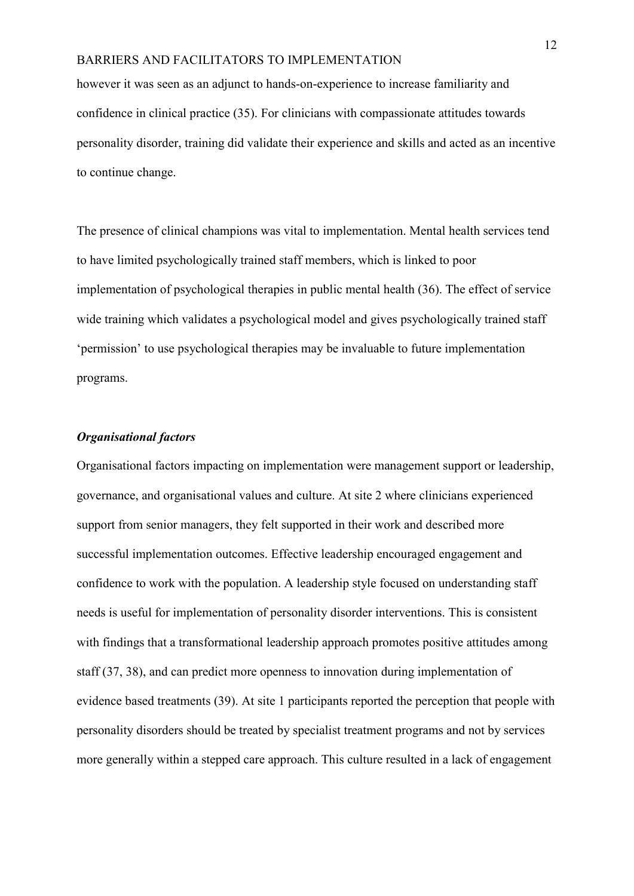however it was seen as an adjunct to hands-on-experience to increase familiarity and confidence in clinical practice (35). For clinicians with compassionate attitudes towards personality disorder, training did validate their experience and skills and acted as an incentive to continue change.

The presence of clinical champions was vital to implementation. Mental health services tend to have limited psychologically trained staff members, which is linked to poor implementation of psychological therapies in public mental health (36). The effect of service wide training which validates a psychological model and gives psychologically trained staff 'permission' to use psychological therapies may be invaluable to future implementation programs.

### *Organisational factors*

Organisational factors impacting on implementation were management support or leadership, governance, and organisational values and culture. At site 2 where clinicians experienced support from senior managers, they felt supported in their work and described more successful implementation outcomes. Effective leadership encouraged engagement and confidence to work with the population. A leadership style focused on understanding staff needs is useful for implementation of personality disorder interventions. This is consistent with findings that a transformational leadership approach promotes positive attitudes among staff (37, 38), and can predict more openness to innovation during implementation of evidence based treatments (39). At site 1 participants reported the perception that people with personality disorders should be treated by specialist treatment programs and not by services more generally within a stepped care approach. This culture resulted in a lack of engagement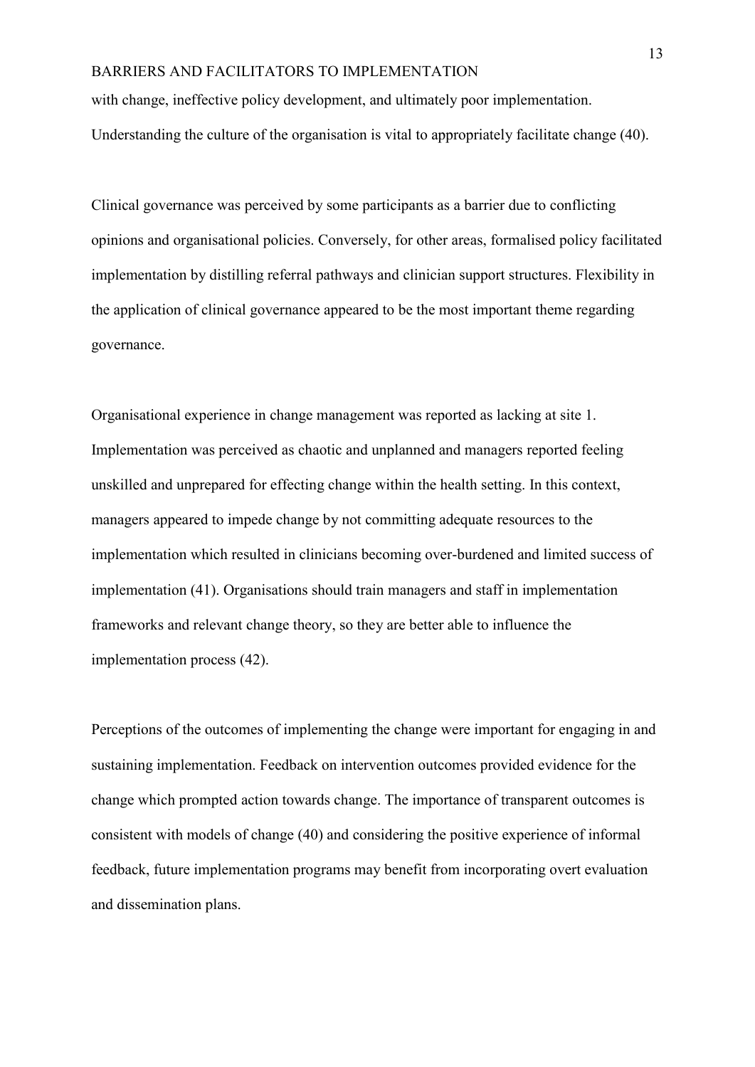with change, ineffective policy development, and ultimately poor implementation. Understanding the culture of the organisation is vital to appropriately facilitate change (40).

Clinical governance was perceived by some participants as a barrier due to conflicting opinions and organisational policies. Conversely, for other areas, formalised policy facilitated implementation by distilling referral pathways and clinician support structures. Flexibility in the application of clinical governance appeared to be the most important theme regarding governance.

Organisational experience in change management was reported as lacking at site 1. Implementation was perceived as chaotic and unplanned and managers reported feeling unskilled and unprepared for effecting change within the health setting. In this context, managers appeared to impede change by not committing adequate resources to the implementation which resulted in clinicians becoming over-burdened and limited success of implementation (41). Organisations should train managers and staff in implementation frameworks and relevant change theory, so they are better able to influence the implementation process (42).

Perceptions of the outcomes of implementing the change were important for engaging in and sustaining implementation. Feedback on intervention outcomes provided evidence for the change which prompted action towards change. The importance of transparent outcomes is consistent with models of change (40) and considering the positive experience of informal feedback, future implementation programs may benefit from incorporating overt evaluation and dissemination plans.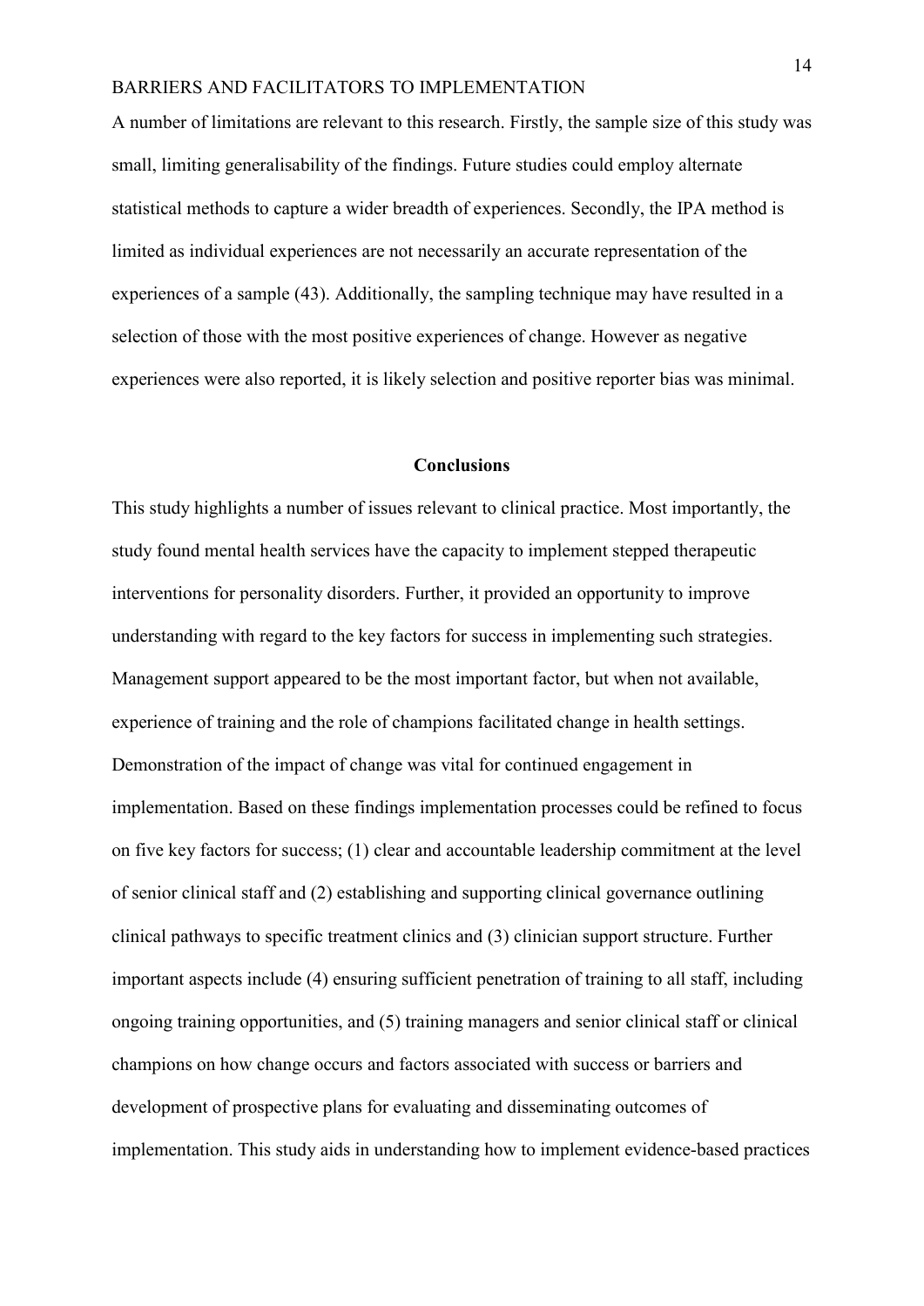A number of limitations are relevant to this research. Firstly, the sample size of this study was small, limiting generalisability of the findings. Future studies could employ alternate statistical methods to capture a wider breadth of experiences. Secondly, the IPA method is limited as individual experiences are not necessarily an accurate representation of the experiences of a sample (43). Additionally, the sampling technique may have resulted in a selection of those with the most positive experiences of change. However as negative experiences were also reported, it is likely selection and positive reporter bias was minimal.

## Conclusions

This study highlights a number of issues relevant to clinical practice. Most importantly, the study found mental health services have the capacity to implement stepped therapeutic interventions for personality disorders. Further, it provided an opportunity to improve understanding with regard to the key factors for success in implementing such strategies. Management support appeared to be the most important factor, but when not available, experience of training and the role of champions facilitated change in health settings. Demonstration of the impact of change was vital for continued engagement in implementation. Based on these findings implementation processes could be refined to focus on five key factors for success; (1) clear and accountable leadership commitment at the level of senior clinical staff and (2) establishing and supporting clinical governance outlining clinical pathways to specific treatment clinics and (3) clinician support structure. Further important aspects include (4) ensuring sufficient penetration of training to all staff, including ongoing training opportunities, and (5) training managers and senior clinical staff or clinical champions on how change occurs and factors associated with success or barriers and development of prospective plans for evaluating and disseminating outcomes of implementation. This study aids in understanding how to implement evidence-based practices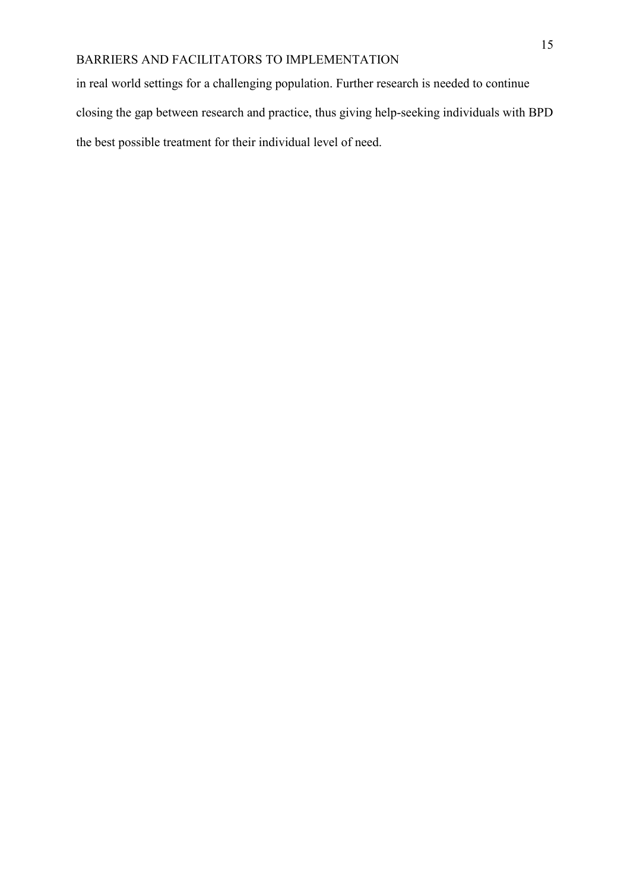in real world settings for a challenging population. Further research is needed to continue closing the gap between research and practice, thus giving help-seeking individuals with BPD the best possible treatment for their individual level of need.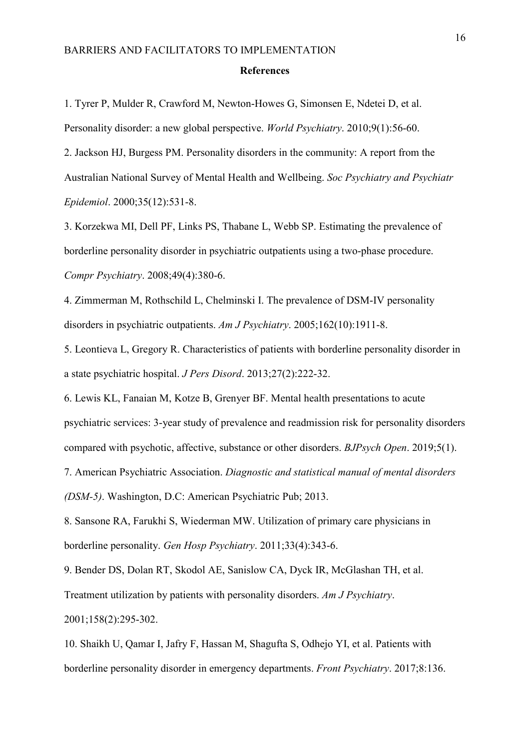## References

1. Tyrer P, Mulder R, Crawford M, Newton-Howes G, Simonsen E, Ndetei D, et al. Personality disorder: a new global perspective. *World Psychiatry*. 2010;9(1):56-60.

2. Jackson HJ, Burgess PM. Personality disorders in the community: A report from the Australian National Survey of Mental Health and Wellbeing. *Soc Psychiatry and Psychiatr Epidemiol*. 2000;35(12):531-8.

3. Korzekwa MI, Dell PF, Links PS, Thabane L, Webb SP. Estimating the prevalence of borderline personality disorder in psychiatric outpatients using a two-phase procedure. *Compr Psychiatry*. 2008;49(4):380-6.

4. Zimmerman M, Rothschild L, Chelminski I. The prevalence of DSM-IV personality disorders in psychiatric outpatients. *Am J Psychiatry*. 2005;162(10):1911-8.

5. Leontieva L, Gregory R. Characteristics of patients with borderline personality disorder in a state psychiatric hospital. *J Pers Disord*. 2013;27(2):222-32.

6. Lewis KL, Fanaian M, Kotze B, Grenyer BF. Mental health presentations to acute psychiatric services: 3-year study of prevalence and readmission risk for personality disorders compared with psychotic, affective, substance or other disorders. *BJPsych Open*. 2019;5(1).

7. American Psychiatric Association. *Diagnostic and statistical manual of mental disorders (DSM-5)*. Washington, D.C: American Psychiatric Pub; 2013.

8. Sansone RA, Farukhi S, Wiederman MW. Utilization of primary care physicians in borderline personality. *Gen Hosp Psychiatry*. 2011;33(4):343-6.

9. Bender DS, Dolan RT, Skodol AE, Sanislow CA, Dyck IR, McGlashan TH, et al. Treatment utilization by patients with personality disorders. *Am J Psychiatry*. 2001;158(2):295-302.

10. Shaikh U, Qamar I, Jafry F, Hassan M, Shagufta S, Odhejo YI, et al. Patients with borderline personality disorder in emergency departments. *Front Psychiatry*. 2017;8:136.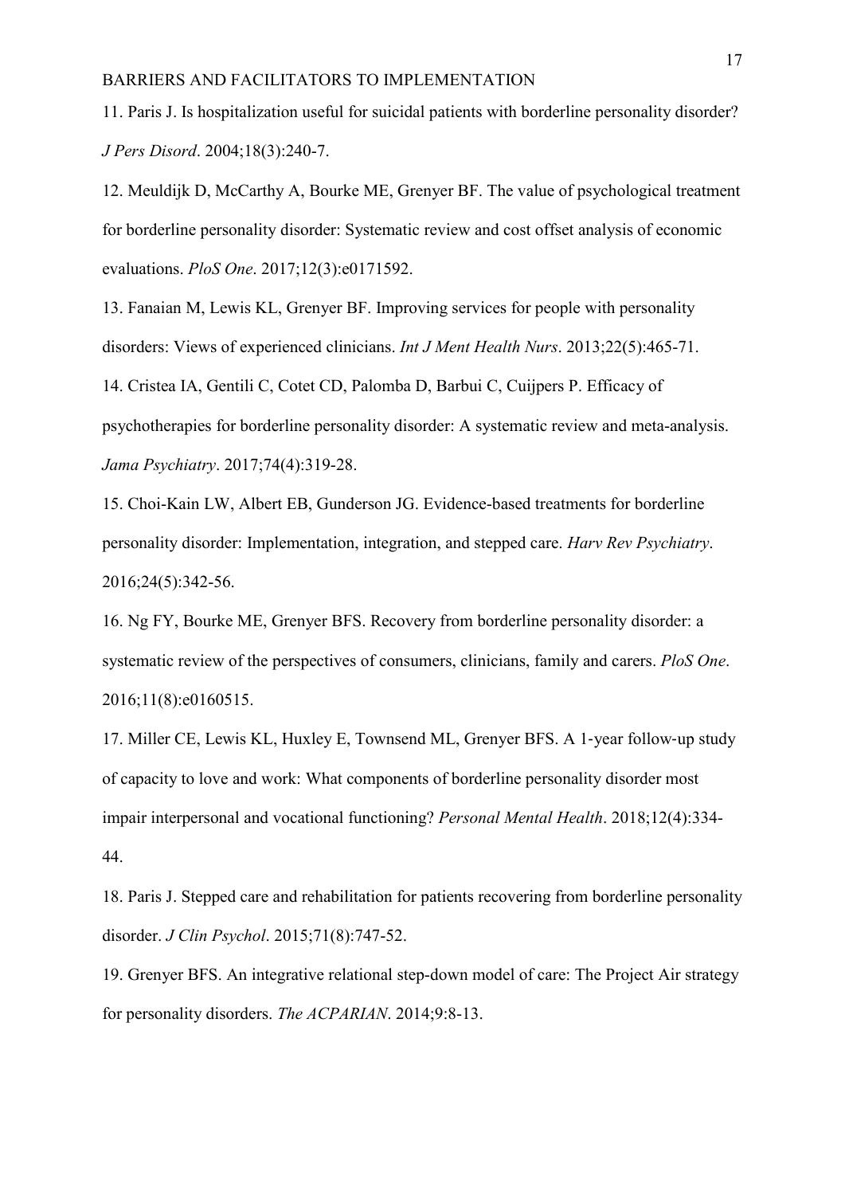11. Paris J. Is hospitalization useful for suicidal patients with borderline personality disorder? *J Pers Disord*. 2004;18(3):240-7.

12. Meuldijk D, McCarthy A, Bourke ME, Grenyer BF. The value of psychological treatment for borderline personality disorder: Systematic review and cost offset analysis of economic evaluations. *PloS One*. 2017;12(3):e0171592.

13. Fanaian M, Lewis KL, Grenyer BF. Improving services for people with personality disorders: Views of experienced clinicians. *Int J Ment Health Nurs*. 2013;22(5):465-71.

14. Cristea IA, Gentili C, Cotet CD, Palomba D, Barbui C, Cuijpers P. Efficacy of psychotherapies for borderline personality disorder: A systematic review and meta-analysis. *Jama Psychiatry*. 2017;74(4):319-28.

15. Choi-Kain LW, Albert EB, Gunderson JG. Evidence-based treatments for borderline personality disorder: Implementation, integration, and stepped care. *Harv Rev Psychiatry*. 2016;24(5):342-56.

16. Ng FY, Bourke ME, Grenyer BFS. Recovery from borderline personality disorder: a systematic review of the perspectives of consumers, clinicians, family and carers. *PloS One*. 2016;11(8):e0160515.

17. Miller CE, Lewis KL, Huxley E, Townsend ML, Grenyer BFS. A 1-year follow-up study of capacity to love and work: What components of borderline personality disorder most impair interpersonal and vocational functioning? *Personal Mental Health*. 2018;12(4):334-44.

18. Paris J. Stepped care and rehabilitation for patients recovering from borderline personality disorder. *J Clin Psychol*. 2015;71(8):747-52.

19. Grenyer BFS. An integrative relational step-down model of care: The Project Air strategy for personality disorders. *The ACPARIAN*. 2014;9:8-13.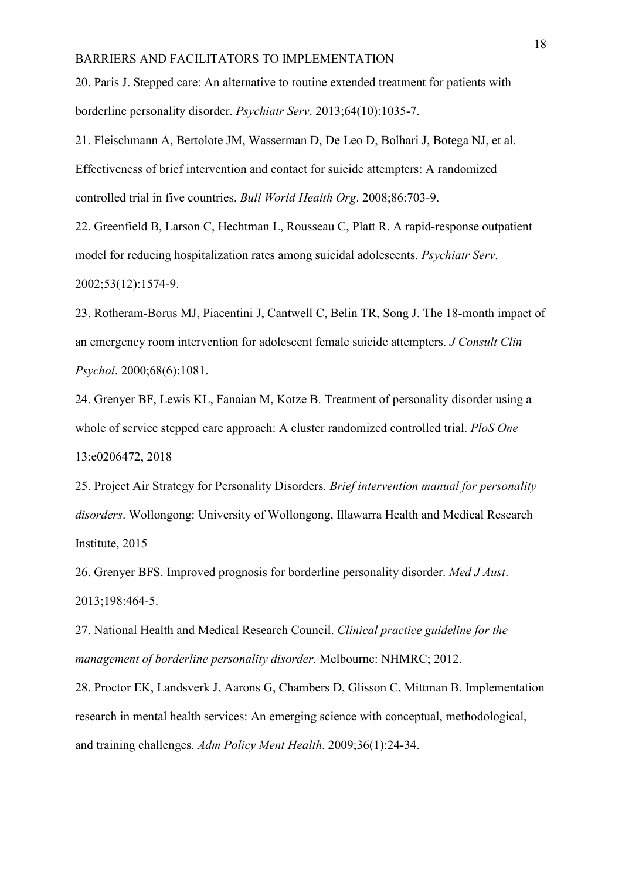20. Paris J. Stepped care: An alternative to routine extended treatment for patients with borderline personality disorder. *Psychiatr Serv*. 2013;64(10):1035-7.

21. Fleischmann A, Bertolote JM, Wasserman D, De Leo D, Bolhari J, Botega NJ, et al. Effectiveness of brief intervention and contact for suicide attempters: A randomized controlled trial in five countries. *Bull World Health Org*. 2008;86:703-9.

22. Greenfield B, Larson C, Hechtman L, Rousseau C, Platt R. A rapid-response outpatient model for reducing hospitalization rates among suicidal adolescents. *Psychiatr Serv*. 2002;53(12):1574-9.

23. Rotheram-Borus MJ, Piacentini J, Cantwell C, Belin TR, Song J. The 18-month impact of an emergency room intervention for adolescent female suicide attempters. *J Consult Clin Psychol*. 2000;68(6):1081.

24. Grenyer BF, Lewis KL, Fanaian M, Kotze B. Treatment of personality disorder using a whole of service stepped care approach: A cluster randomized controlled trial. *PloS One* 13:e0206472, 2018

25. Project Air Strategy for Personality Disorders. *Brief intervention manual for personality disorders*. Wollongong: University of Wollongong, Illawarra Health and Medical Research Institute, 2015

26. Grenyer BFS. Improved prognosis for borderline personality disorder. *Med J Aust*. 2013;198:464-5.

27. National Health and Medical Research Council. *Clinical practice guideline for the management of borderline personality disorder*. Melbourne: NHMRC; 2012.

28. Proctor EK, Landsverk J, Aarons G, Chambers D, Glisson C, Mittman B. Implementation research in mental health services: An emerging science with conceptual, methodological, and training challenges. *Adm Policy Ment Health*. 2009;36(1):24-34.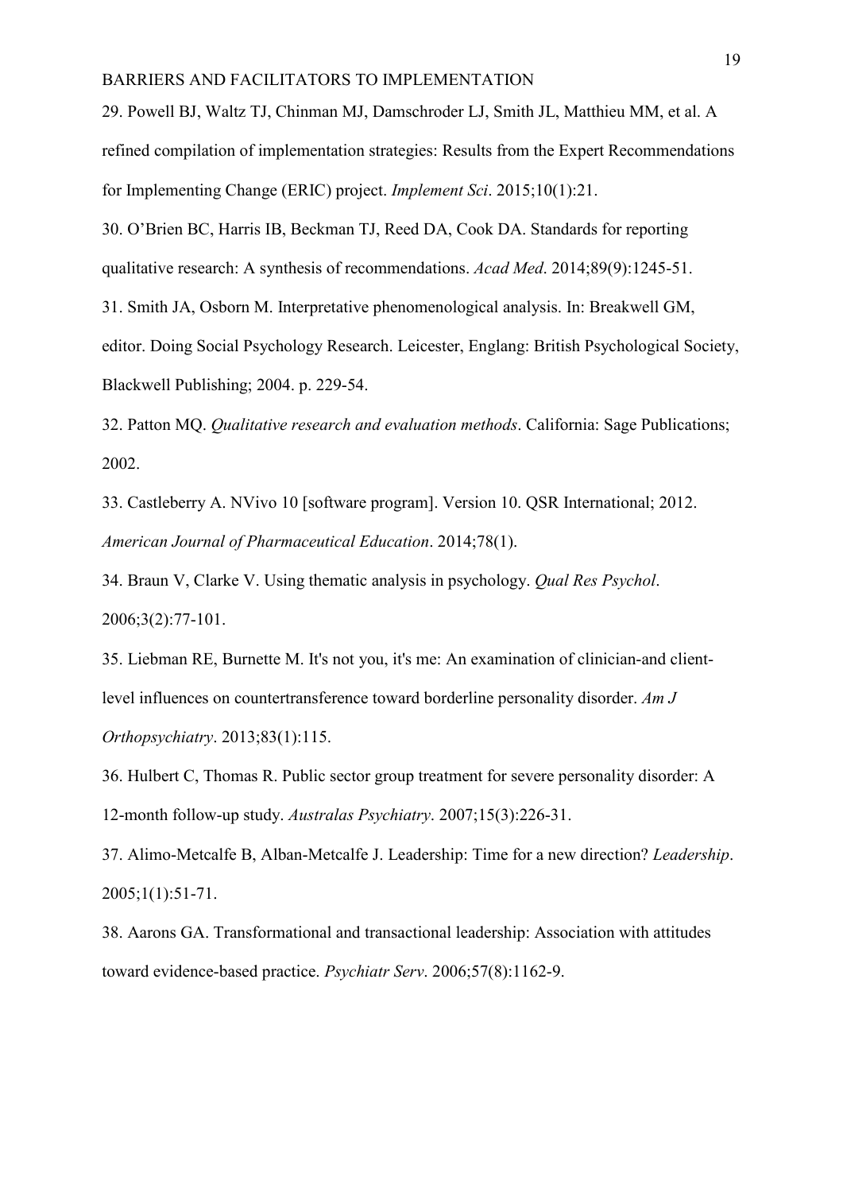29. Powell BJ, Waltz TJ, Chinman MJ, Damschroder LJ, Smith JL, Matthieu MM, et al. A refined compilation of implementation strategies: Results from the Expert Recommendations for Implementing Change (ERIC) project. *Implement Sci*. 2015;10(1):21.

30. O'Brien BC, Harris IB, Beckman TJ, Reed DA, Cook DA. Standards for reporting qualitative research: A synthesis of recommendations. *Acad Med*. 2014;89(9):1245-51.

31. Smith JA, Osborn M. Interpretative phenomenological analysis. In: Breakwell GM, editor. Doing Social Psychology Research. Leicester, Englang: British Psychological Society, Blackwell Publishing; 2004. p. 229-54.

32. Patton MQ. *Qualitative research and evaluation methods*. California: Sage Publications; 2002.

33. Castleberry A. NVivo 10 [software program]. Version 10. QSR International; 2012. *American Journal of Pharmaceutical Education*. 2014;78(1).

34. Braun V, Clarke V. Using thematic analysis in psychology. *Qual Res Psychol*. 2006;3(2):77-101.

35. Liebman RE, Burnette M. It's not you, it's me: An examination of clinician-and client-level influences on countertransference toward borderline personality disorder. *Am J Orthopsychiatry*. 2013;83(1):115.

36. Hulbert C, Thomas R. Public sector group treatment for severe personality disorder: A 12-month follow-up study. *Australas Psychiatry*. 2007;15(3):226-31.

37. Alimo-Metcalfe B, Alban-Metcalfe J. Leadership: Time for a new direction? *Leadership*. 2005;1(1):51-71.

38. Aarons GA. Transformational and transactional leadership: Association with attitudes toward evidence-based practice. *Psychiatr Serv*. 2006;57(8):1162-9.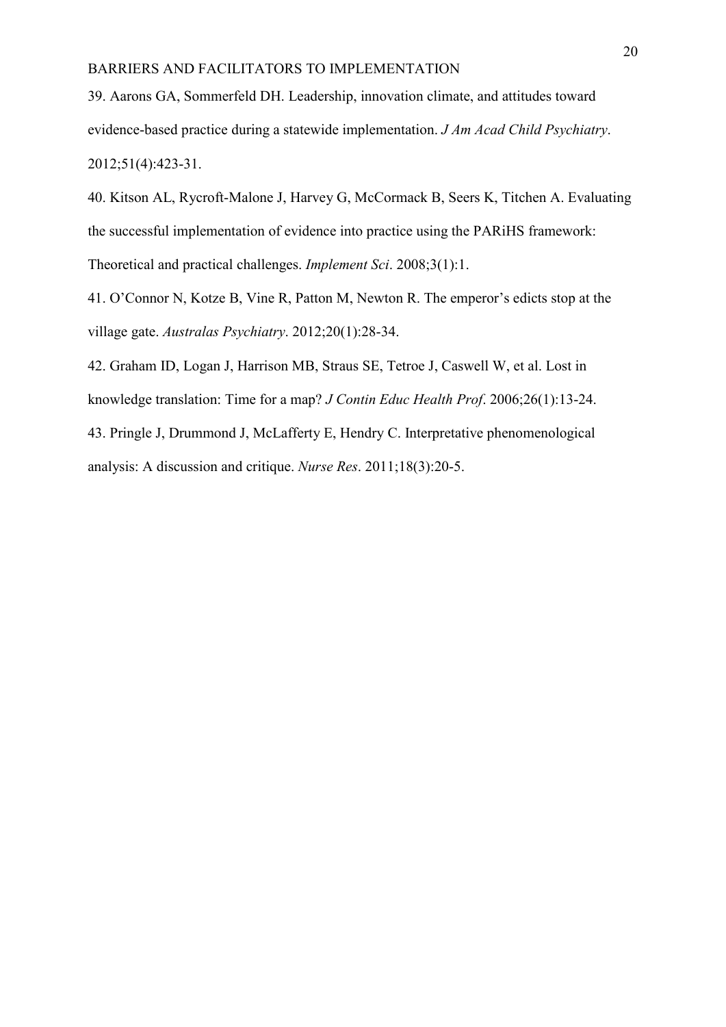39. Aarons GA, Sommerfeld DH. Leadership, innovation climate, and attitudes toward evidence-based practice during a statewide implementation. *J Am Acad Child Psychiatry*. 2012;51(4):423-31.

40. Kitson AL, Rycroft-Malone J, Harvey G, McCormack B, Seers K, Titchen A. Evaluating the successful implementation of evidence into practice using the PARiHS framework: Theoretical and practical challenges. *Implement Sci*. 2008;3(1):1.

41. O'Connor N, Kotze B, Vine R, Patton M, Newton R. The emperor's edicts stop at the village gate. *Australas Psychiatry*. 2012;20(1):28-34.

42. Graham ID, Logan J, Harrison MB, Straus SE, Tetroe J, Caswell W, et al. Lost in knowledge translation: Time for a map? *J Contin Educ Health Prof*. 2006;26(1):13-24.

43. Pringle J, Drummond J, McLafferty E, Hendry C. Interpretative phenomenological analysis: A discussion and critique. *Nurse Res*. 2011;18(3):20-5.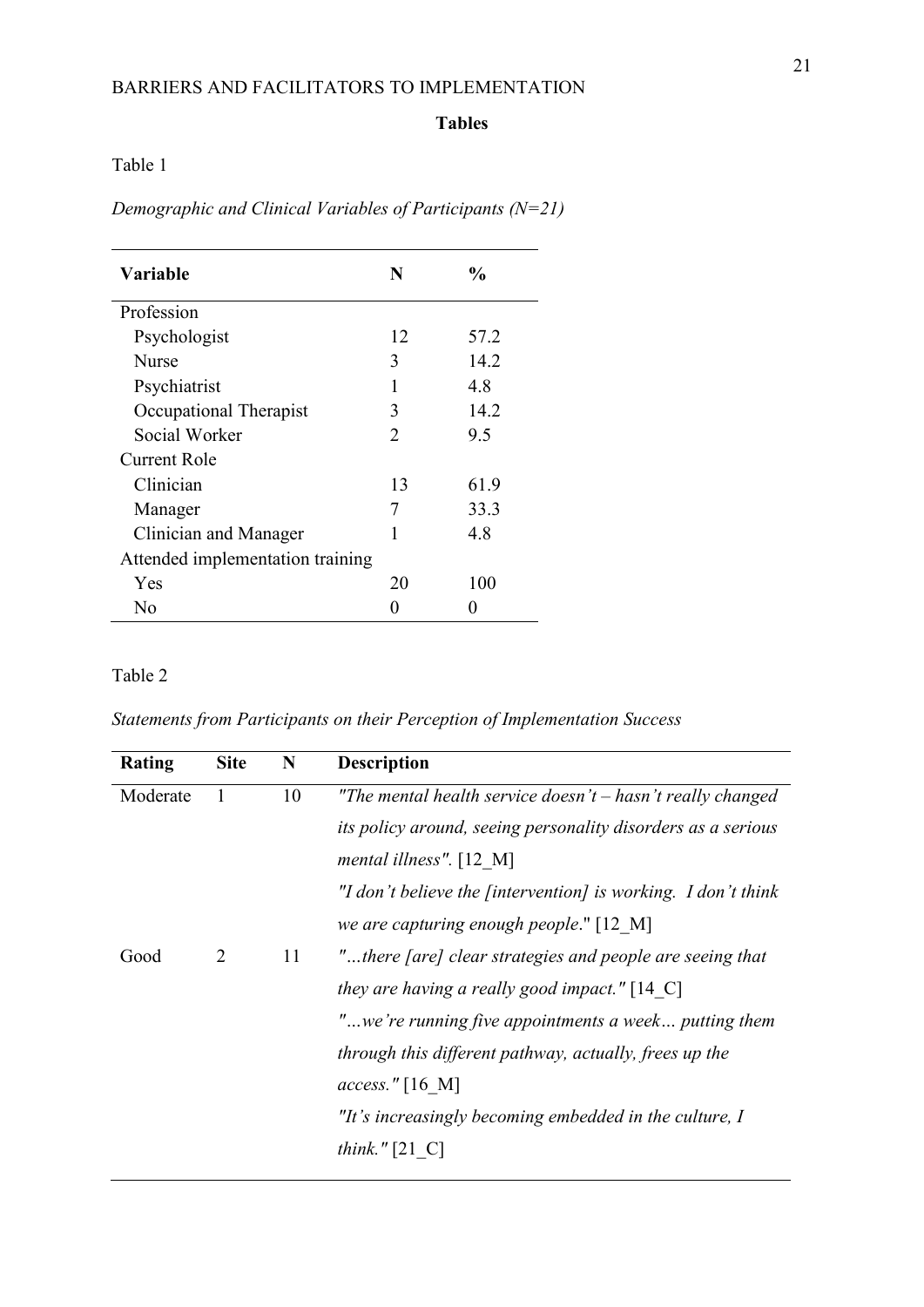**Tables**

Table 1

*Demographic and Clinical Variables of Participants (N=21)*

| Variable | N | % |
|---|---|---|
| Profession | | |
| Psychologist | 12 | 57.2 |
| Nurse | 3 | 14.2 |
| Psychiatrist | 1 | 4.8 |
| Occupational Therapist | 3 | 14.2 |
| Social Worker | 2 | 9.5 |
| Current Role | | |
| Clinician | 13 | 61.9 |
| Manager | 7 | 33.3 |
| Clinician and Manager | 1 | 4.8 |
| Attended implementation training | | |
| Yes | 20 | 100 |
| No | 0 | 0 |

Table 2

*Statements from Participants on their Perception of Implementation Success*

| Rating | Site | N | Description |
|---|---|---|---|
| Moderate | 1 | 10 | *"The mental health service doesn't – hasn't really changed its policy around, seeing personality disorders as a serious mental illness".* [12_M] *"I don't believe the [intervention] is working. I don't think we are capturing enough people*." [12_M] |
| Good | 2 | 11 | *"…there [are] clear strategies and people are seeing that they are having a really good impact."* [14_C] *"…we're running five appointments a week… putting them through this different pathway, actually, frees up the access."* [16_M] *"It's increasingly becoming embedded in the culture, I think."* [21_C] |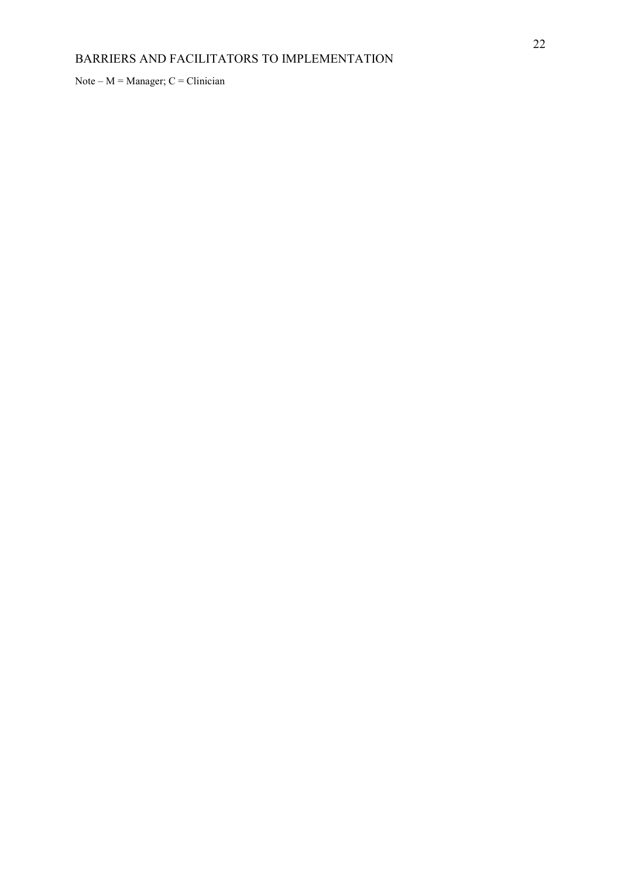Note – M = Manager; C = Clinician